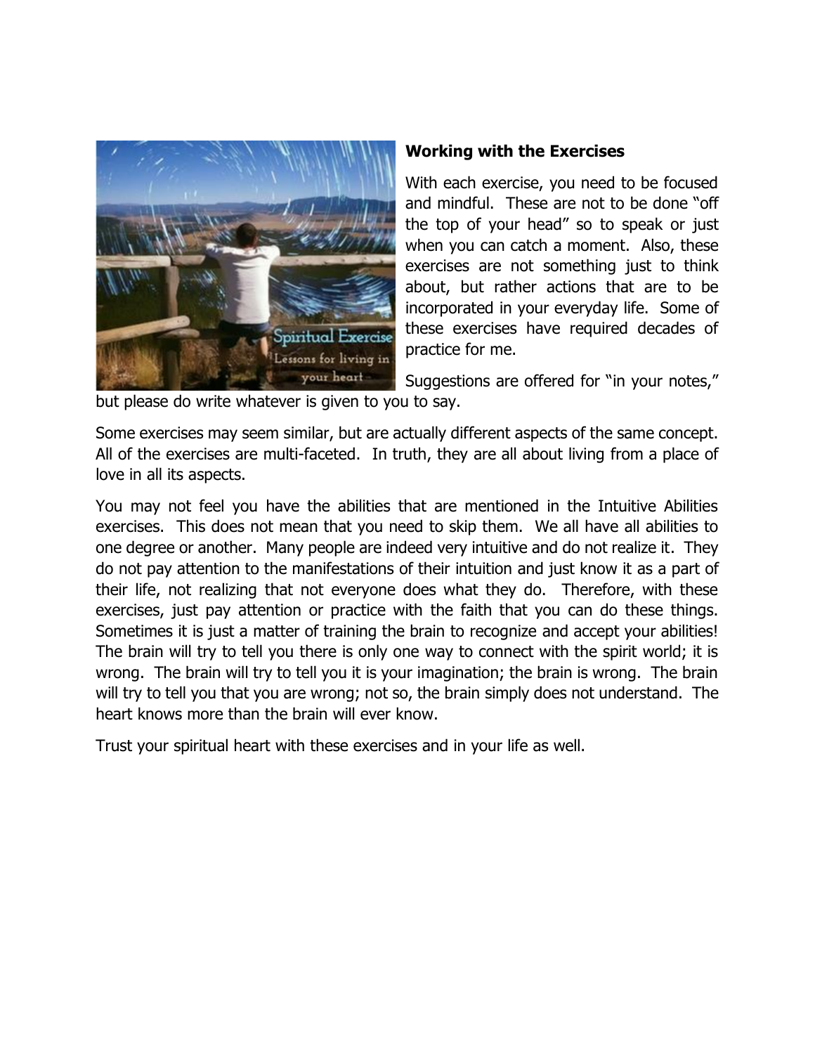### **Working with the Exercises**

With each exercise, you need to be focused and mindful. These are not to be done "off the top of your head" so to speak or just when you can catch a moment. Also, these exercises are not something just to think about, but rather actions that are to be incorporated in your everyday life. Some of these exercises have required decades of practice for me.

Suggestions are offered for "in your notes," but please do write whatever is given to you to say.

Some exercises may seem similar, but are actually different aspects of the same concept. All of the exercises are multi-faceted. In truth, they are all about living from a place of love in all its aspects.

You may not feel you have the abilities that are mentioned in the Intuitive Abilities exercises. This does not mean that you need to skip them. We all have all abilities to one degree or another. Many people are indeed very intuitive and do not realize it. They do not pay attention to the manifestations of their intuition and just know it as a part of their life, not realizing that not everyone does what they do. Therefore, with these exercises, just pay attention or practice with the faith that you can do these things. Sometimes it is just a matter of training the brain to recognize and accept your abilities! The brain will try to tell you there is only one way to connect with the spirit world; it is wrong. The brain will try to tell you it is your imagination; the brain is wrong. The brain will try to tell you that you are wrong; not so, the brain simply does not understand. The heart knows more than the brain will ever know.

Trust your spiritual heart with these exercises and in your life as well.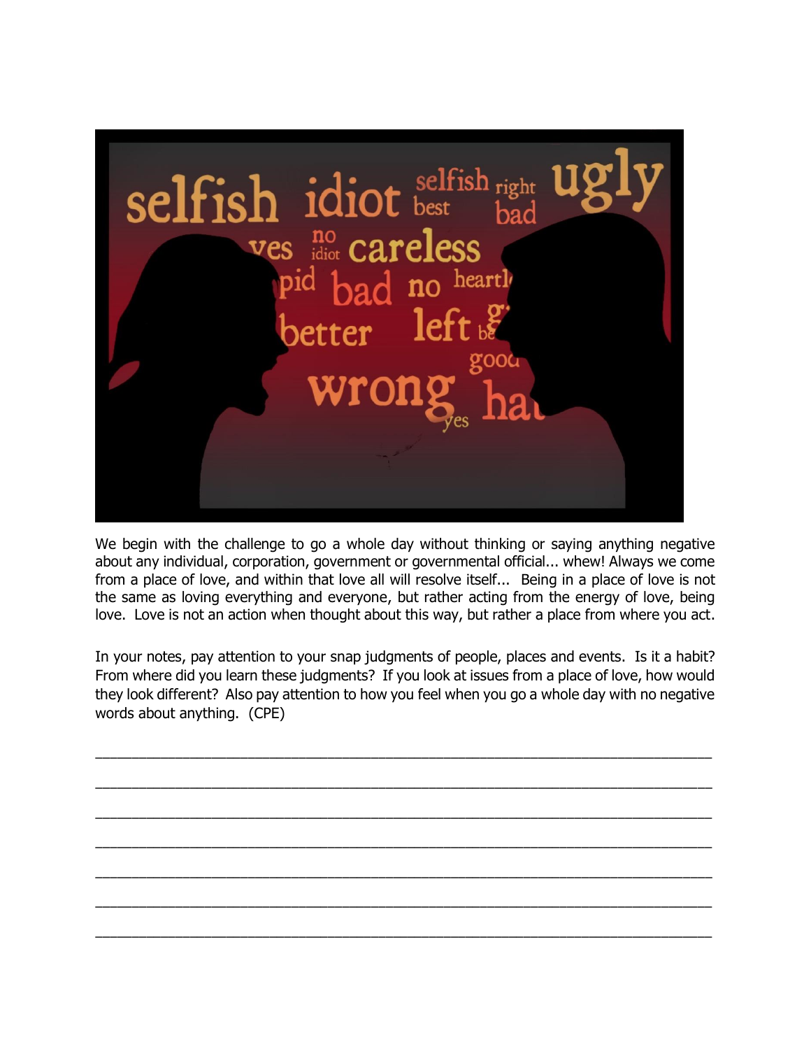We begin with the challenge to go a whole day without thinking or saying anything negative about any individual, corporation, government or governmental official... whew! Always we come from a place of love, and within that love all will resolve itself... Being in a place of love is not the same as loving everything and everyone, but rather acting from the energy of love, being love. Love is not an action when thought about this way, but rather a place from where you act.

In your notes, pay attention to your snap judgments of people, places and events. Is it a habit? From where did you learn these judgments? If you look at issues from a place of love, how would they look different? Also pay attention to how you feel when you go a whole day with no negative words about anything. (CPE)

\_\_\_\_\_\_\_\_\_\_\_\_\_\_\_\_\_\_\_\_\_\_\_\_\_\_\_\_\_\_\_\_\_\_\_\_\_\_\_\_\_\_\_\_\_\_\_\_\_\_\_\_\_\_\_\_\_\_\_\_\_\_\_\_\_\_\_\_\_\_\_\_

\_\_\_\_\_\_\_\_\_\_\_\_\_\_\_\_\_\_\_\_\_\_\_\_\_\_\_\_\_\_\_\_\_\_\_\_\_\_\_\_\_\_\_\_\_\_\_\_\_\_\_\_\_\_\_\_\_\_\_\_\_\_\_\_\_\_\_\_\_\_\_\_

\_\_\_\_\_\_\_\_\_\_\_\_\_\_\_\_\_\_\_\_\_\_\_\_\_\_\_\_\_\_\_\_\_\_\_\_\_\_\_\_\_\_\_\_\_\_\_\_\_\_\_\_\_\_\_\_\_\_\_\_\_\_\_\_\_\_\_\_\_\_\_\_

\_\_\_\_\_\_\_\_\_\_\_\_\_\_\_\_\_\_\_\_\_\_\_\_\_\_\_\_\_\_\_\_\_\_\_\_\_\_\_\_\_\_\_\_\_\_\_\_\_\_\_\_\_\_\_\_\_\_\_\_\_\_\_\_\_\_\_\_\_\_\_\_

\_\_\_\_\_\_\_\_\_\_\_\_\_\_\_\_\_\_\_\_\_\_\_\_\_\_\_\_\_\_\_\_\_\_\_\_\_\_\_\_\_\_\_\_\_\_\_\_\_\_\_\_\_\_\_\_\_\_\_\_\_\_\_\_\_\_\_\_\_\_\_\_

\_\_\_\_\_\_\_\_\_\_\_\_\_\_\_\_\_\_\_\_\_\_\_\_\_\_\_\_\_\_\_\_\_\_\_\_\_\_\_\_\_\_\_\_\_\_\_\_\_\_\_\_\_\_\_\_\_\_\_\_\_\_\_\_\_\_\_\_\_\_\_\_

\_\_\_\_\_\_\_\_\_\_\_\_\_\_\_\_\_\_\_\_\_\_\_\_\_\_\_\_\_\_\_\_\_\_\_\_\_\_\_\_\_\_\_\_\_\_\_\_\_\_\_\_\_\_\_\_\_\_\_\_\_\_\_\_\_\_\_\_\_\_\_\_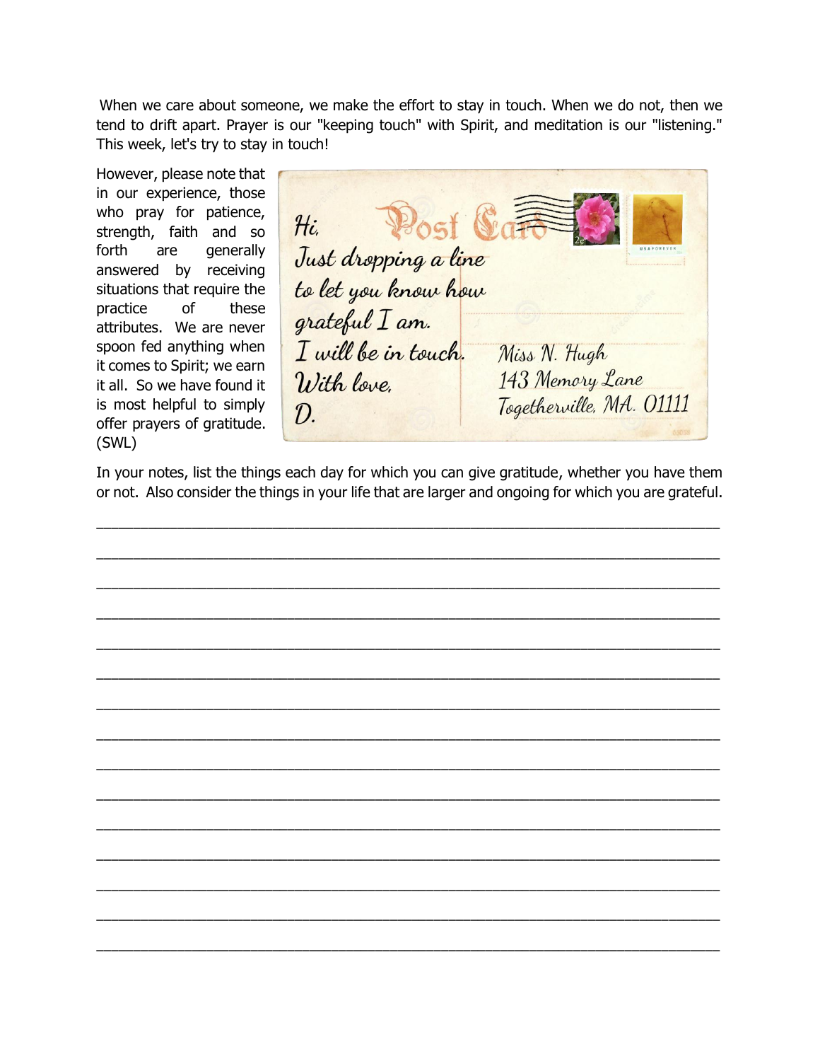When we care about someone, we make the effort to stay in touch. When we do not, then we tend to drift apart. Prayer is our "keeping touch" with Spirit, and meditation is our "listening." This week, let's try to stay in touch!

However, please note that in our experience, those who pray for patience, strength, faith and so forth are generally answered by receiving situations that require the practice of these attributes. We are never spoon fed anything when it comes to Spirit; we earn it all. So we have found it is most helpful to simply offer prayers of gratitude. (SWL)

Post Card

Hi,
Just dropping a line
to let you know how
grateful I am.
I will be in touch.
With love,
D.

Miss N. Hugh
143 Memory Lane
Togetherville, MA. 01111

In your notes, list the things each day for which you can give gratitude, whether you have them or not. Also consider the things in your life that are larger and ongoing for which you are grateful.

\_\_\_\_\_\_\_\_\_\_\_\_\_\_\_\_\_\_\_\_\_\_\_\_\_\_\_\_\_\_\_\_\_\_\_\_\_\_\_\_\_\_\_\_\_\_\_\_\_\_\_\_\_\_\_\_\_\_\_\_\_\_\_\_\_\_\_\_\_\_\_\_

\_\_\_\_\_\_\_\_\_\_\_\_\_\_\_\_\_\_\_\_\_\_\_\_\_\_\_\_\_\_\_\_\_\_\_\_\_\_\_\_\_\_\_\_\_\_\_\_\_\_\_\_\_\_\_\_\_\_\_\_\_\_\_\_\_\_\_\_\_\_\_\_

\_\_\_\_\_\_\_\_\_\_\_\_\_\_\_\_\_\_\_\_\_\_\_\_\_\_\_\_\_\_\_\_\_\_\_\_\_\_\_\_\_\_\_\_\_\_\_\_\_\_\_\_\_\_\_\_\_\_\_\_\_\_\_\_\_\_\_\_\_\_\_\_

\_\_\_\_\_\_\_\_\_\_\_\_\_\_\_\_\_\_\_\_\_\_\_\_\_\_\_\_\_\_\_\_\_\_\_\_\_\_\_\_\_\_\_\_\_\_\_\_\_\_\_\_\_\_\_\_\_\_\_\_\_\_\_\_\_\_\_\_\_\_\_\_

\_\_\_\_\_\_\_\_\_\_\_\_\_\_\_\_\_\_\_\_\_\_\_\_\_\_\_\_\_\_\_\_\_\_\_\_\_\_\_\_\_\_\_\_\_\_\_\_\_\_\_\_\_\_\_\_\_\_\_\_\_\_\_\_\_\_\_\_\_\_\_\_

\_\_\_\_\_\_\_\_\_\_\_\_\_\_\_\_\_\_\_\_\_\_\_\_\_\_\_\_\_\_\_\_\_\_\_\_\_\_\_\_\_\_\_\_\_\_\_\_\_\_\_\_\_\_\_\_\_\_\_\_\_\_\_\_\_\_\_\_\_\_\_\_

\_\_\_\_\_\_\_\_\_\_\_\_\_\_\_\_\_\_\_\_\_\_\_\_\_\_\_\_\_\_\_\_\_\_\_\_\_\_\_\_\_\_\_\_\_\_\_\_\_\_\_\_\_\_\_\_\_\_\_\_\_\_\_\_\_\_\_\_\_\_\_\_

\_\_\_\_\_\_\_\_\_\_\_\_\_\_\_\_\_\_\_\_\_\_\_\_\_\_\_\_\_\_\_\_\_\_\_\_\_\_\_\_\_\_\_\_\_\_\_\_\_\_\_\_\_\_\_\_\_\_\_\_\_\_\_\_\_\_\_\_\_\_\_\_

\_\_\_\_\_\_\_\_\_\_\_\_\_\_\_\_\_\_\_\_\_\_\_\_\_\_\_\_\_\_\_\_\_\_\_\_\_\_\_\_\_\_\_\_\_\_\_\_\_\_\_\_\_\_\_\_\_\_\_\_\_\_\_\_\_\_\_\_\_\_\_\_

\_\_\_\_\_\_\_\_\_\_\_\_\_\_\_\_\_\_\_\_\_\_\_\_\_\_\_\_\_\_\_\_\_\_\_\_\_\_\_\_\_\_\_\_\_\_\_\_\_\_\_\_\_\_\_\_\_\_\_\_\_\_\_\_\_\_\_\_\_\_\_\_

\_\_\_\_\_\_\_\_\_\_\_\_\_\_\_\_\_\_\_\_\_\_\_\_\_\_\_\_\_\_\_\_\_\_\_\_\_\_\_\_\_\_\_\_\_\_\_\_\_\_\_\_\_\_\_\_\_\_\_\_\_\_\_\_\_\_\_\_\_\_\_\_

\_\_\_\_\_\_\_\_\_\_\_\_\_\_\_\_\_\_\_\_\_\_\_\_\_\_\_\_\_\_\_\_\_\_\_\_\_\_\_\_\_\_\_\_\_\_\_\_\_\_\_\_\_\_\_\_\_\_\_\_\_\_\_\_\_\_\_\_\_\_\_\_

\_\_\_\_\_\_\_\_\_\_\_\_\_\_\_\_\_\_\_\_\_\_\_\_\_\_\_\_\_\_\_\_\_\_\_\_\_\_\_\_\_\_\_\_\_\_\_\_\_\_\_\_\_\_\_\_\_\_\_\_\_\_\_\_\_\_\_\_\_\_\_\_

\_\_\_\_\_\_\_\_\_\_\_\_\_\_\_\_\_\_\_\_\_\_\_\_\_\_\_\_\_\_\_\_\_\_\_\_\_\_\_\_\_\_\_\_\_\_\_\_\_\_\_\_\_\_\_\_\_\_\_\_\_\_\_\_\_\_\_\_\_\_\_\_

\_\_\_\_\_\_\_\_\_\_\_\_\_\_\_\_\_\_\_\_\_\_\_\_\_\_\_\_\_\_\_\_\_\_\_\_\_\_\_\_\_\_\_\_\_\_\_\_\_\_\_\_\_\_\_\_\_\_\_\_\_\_\_\_\_\_\_\_\_\_\_\_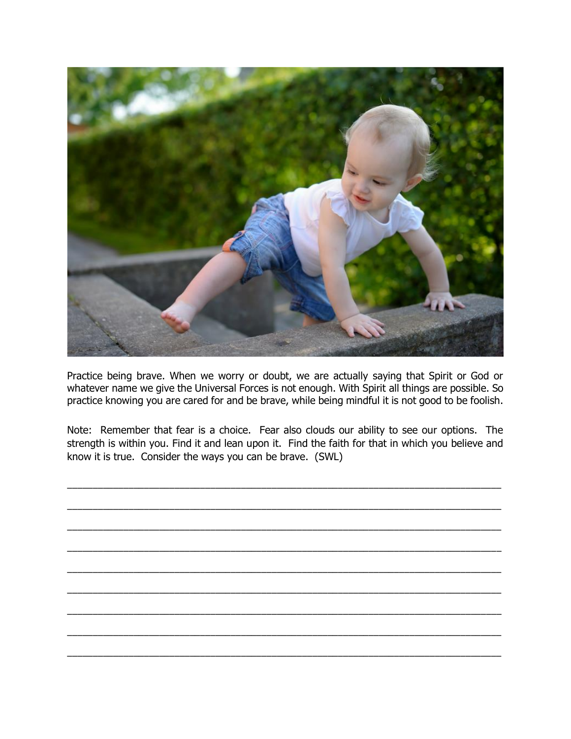Practice being brave. When we worry or doubt, we are actually saying that Spirit or God or whatever name we give the Universal Forces is not enough. With Spirit all things are possible. So practice knowing you are cared for and be brave, while being mindful it is not good to be foolish.

Note: Remember that fear is a choice. Fear also clouds our ability to see our options. The strength is within you. Find it and lean upon it. Find the faith for that in which you believe and know it is true. Consider the ways you can be brave. (SWL)

\_\_\_\_\_\_\_\_\_\_\_\_\_\_\_\_\_\_\_\_\_\_\_\_\_\_\_\_\_\_\_\_\_\_\_\_\_\_\_\_\_\_\_\_\_\_\_\_\_\_\_\_\_\_\_\_\_\_\_\_\_\_\_\_\_\_\_\_\_\_

\_\_\_\_\_\_\_\_\_\_\_\_\_\_\_\_\_\_\_\_\_\_\_\_\_\_\_\_\_\_\_\_\_\_\_\_\_\_\_\_\_\_\_\_\_\_\_\_\_\_\_\_\_\_\_\_\_\_\_\_\_\_\_\_\_\_\_\_\_\_

\_\_\_\_\_\_\_\_\_\_\_\_\_\_\_\_\_\_\_\_\_\_\_\_\_\_\_\_\_\_\_\_\_\_\_\_\_\_\_\_\_\_\_\_\_\_\_\_\_\_\_\_\_\_\_\_\_\_\_\_\_\_\_\_\_\_\_\_\_\_

\_\_\_\_\_\_\_\_\_\_\_\_\_\_\_\_\_\_\_\_\_\_\_\_\_\_\_\_\_\_\_\_\_\_\_\_\_\_\_\_\_\_\_\_\_\_\_\_\_\_\_\_\_\_\_\_\_\_\_\_\_\_\_\_\_\_\_\_\_\_

\_\_\_\_\_\_\_\_\_\_\_\_\_\_\_\_\_\_\_\_\_\_\_\_\_\_\_\_\_\_\_\_\_\_\_\_\_\_\_\_\_\_\_\_\_\_\_\_\_\_\_\_\_\_\_\_\_\_\_\_\_\_\_\_\_\_\_\_\_\_

\_\_\_\_\_\_\_\_\_\_\_\_\_\_\_\_\_\_\_\_\_\_\_\_\_\_\_\_\_\_\_\_\_\_\_\_\_\_\_\_\_\_\_\_\_\_\_\_\_\_\_\_\_\_\_\_\_\_\_\_\_\_\_\_\_\_\_\_\_\_

\_\_\_\_\_\_\_\_\_\_\_\_\_\_\_\_\_\_\_\_\_\_\_\_\_\_\_\_\_\_\_\_\_\_\_\_\_\_\_\_\_\_\_\_\_\_\_\_\_\_\_\_\_\_\_\_\_\_\_\_\_\_\_\_\_\_\_\_\_\_

\_\_\_\_\_\_\_\_\_\_\_\_\_\_\_\_\_\_\_\_\_\_\_\_\_\_\_\_\_\_\_\_\_\_\_\_\_\_\_\_\_\_\_\_\_\_\_\_\_\_\_\_\_\_\_\_\_\_\_\_\_\_\_\_\_\_\_\_\_\_

\_\_\_\_\_\_\_\_\_\_\_\_\_\_\_\_\_\_\_\_\_\_\_\_\_\_\_\_\_\_\_\_\_\_\_\_\_\_\_\_\_\_\_\_\_\_\_\_\_\_\_\_\_\_\_\_\_\_\_\_\_\_\_\_\_\_\_\_\_\_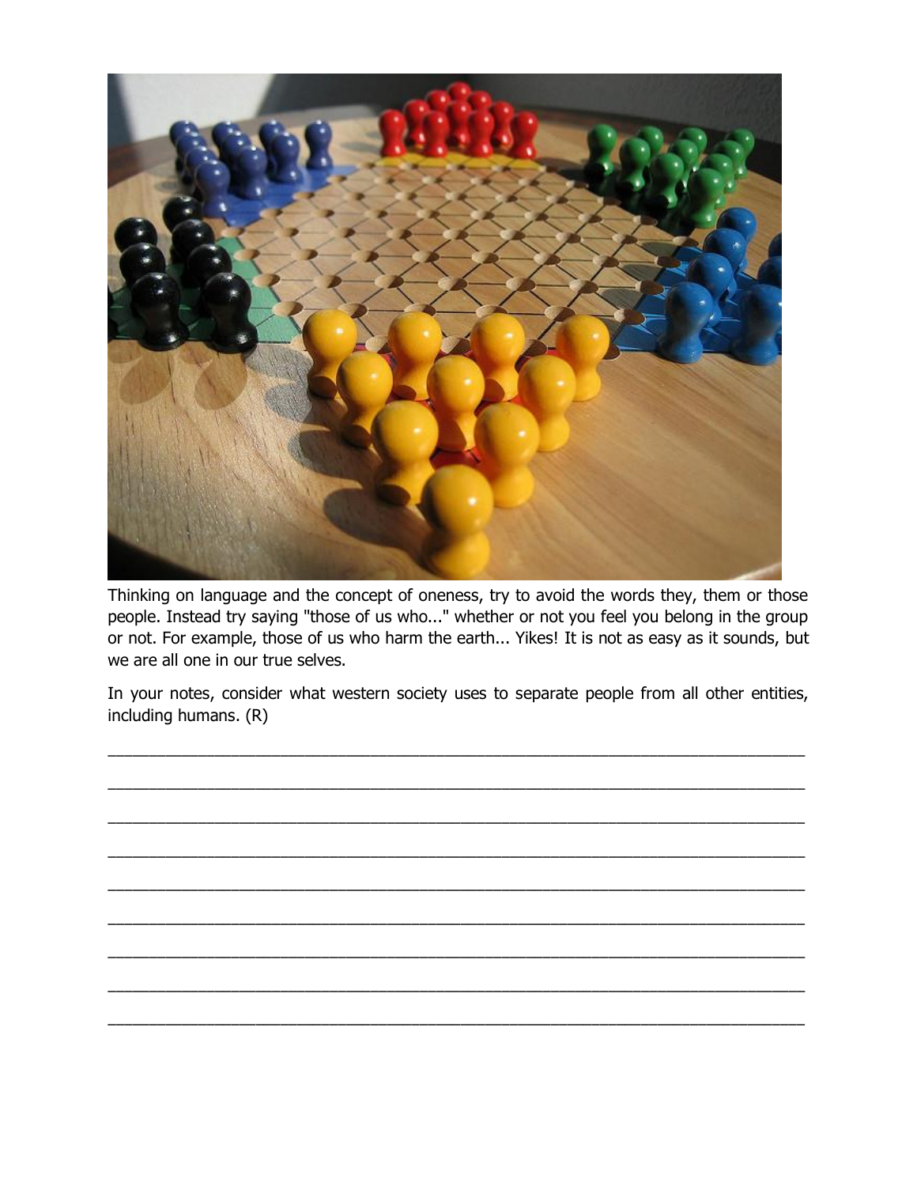Thinking on language and the concept of oneness, try to avoid the words they, them or those people. Instead try saying "those of us who..." whether or not you feel you belong in the group or not. For example, those of us who harm the earth... Yikes! It is not as easy as it sounds, but we are all one in our true selves.

In your notes, consider what western society uses to separate people from all other entities, including humans. (R)

_______________________________________________________________________________

_______________________________________________________________________________

_______________________________________________________________________________

_______________________________________________________________________________

_______________________________________________________________________________

_______________________________________________________________________________

_______________________________________________________________________________

_______________________________________________________________________________

_______________________________________________________________________________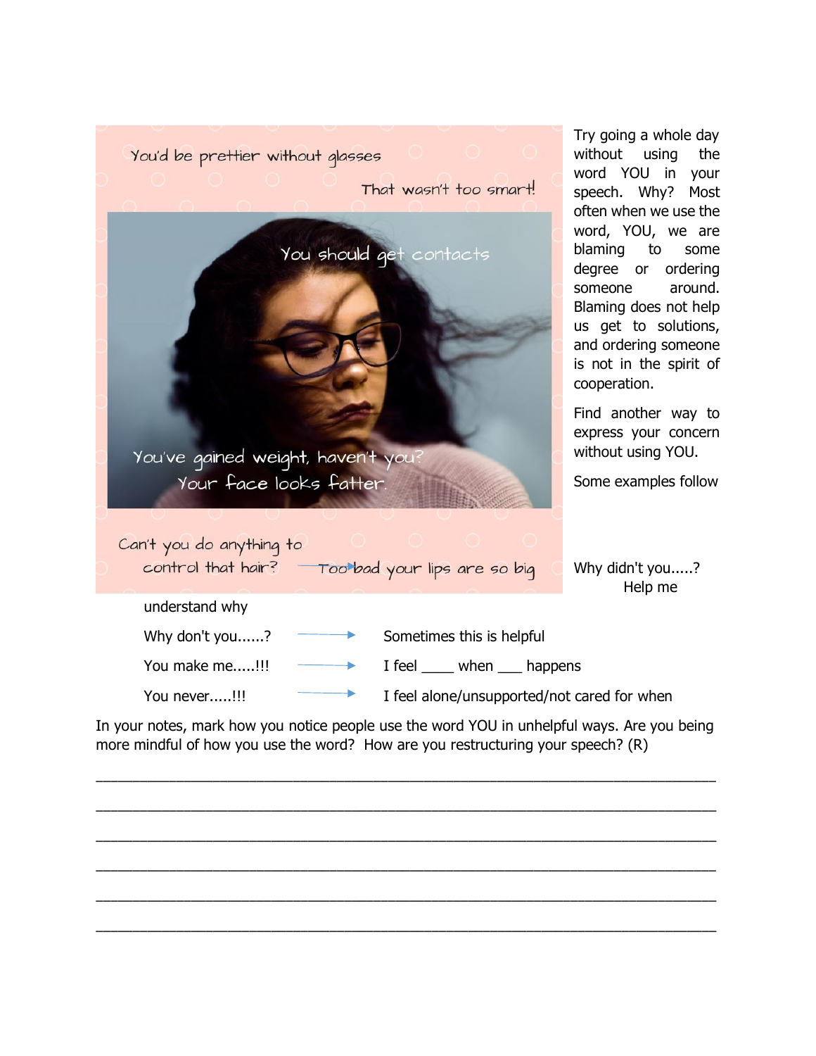You'd be prettier without glasses

That wasn't too smart!

You should get contacts

You've gained weight, haven't you? Your face looks fatter.

Can't you do anything to control that hair?

Too bad your lips are so big

Try going a whole day without using the word YOU in your speech. Why? Most often when we use the word, YOU, we are blaming to some degree or ordering someone around. Blaming does not help us get to solutions, and ordering someone is not in the spirit of cooperation.

Find another way to express your concern without using YOU.

Some examples follow

Why didn't you.....? → Help me understand why

Why don't you......? → Sometimes this is helpful

You make me.....!!! → I feel ____ when ___ happens

You never.....!!! → I feel alone/unsupported/not cared for when

In your notes, mark how you notice people use the word YOU in unhelpful ways. Are you being more mindful of how you use the word? How are you restructuring your speech? (R)

______________________________________________________________________________

______________________________________________________________________________

______________________________________________________________________________

______________________________________________________________________________

______________________________________________________________________________

______________________________________________________________________________